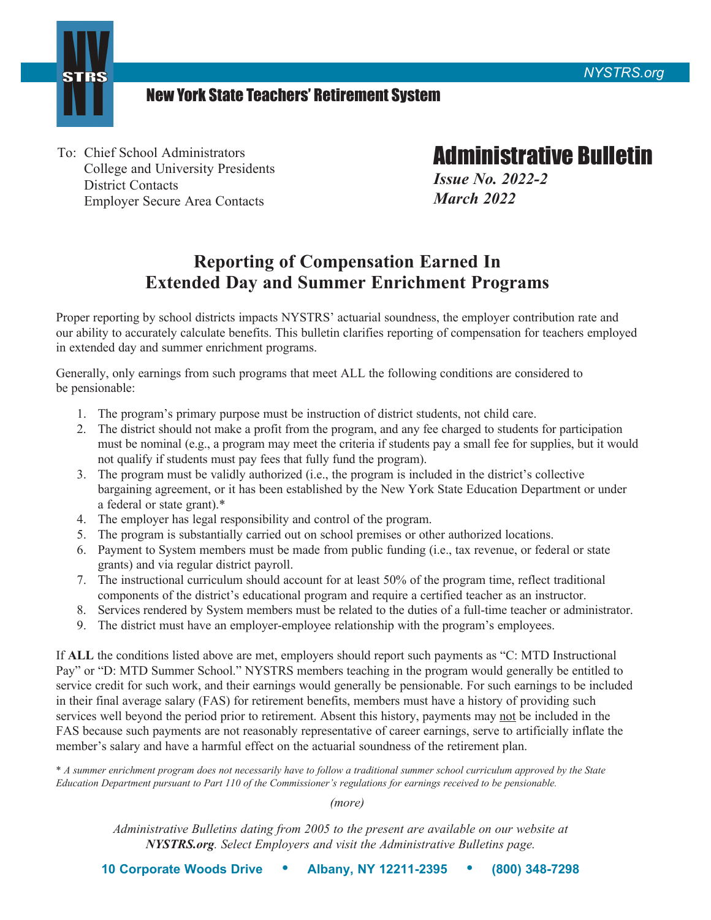New York State Teachers' Retirement System

NYSTRS.org

To: Chief School Administrators
College and University Presidents
District Contacts
Employer Secure Area Contacts

# Administrative Bulletin

***Issue No. 2022-2***
***March 2022***

## Reporting of Compensation Earned In Extended Day and Summer Enrichment Programs

Proper reporting by school districts impacts NYSTRS' actuarial soundness, the employer contribution rate and our ability to accurately calculate benefits. This bulletin clarifies reporting of compensation for teachers employed in extended day and summer enrichment programs.

Generally, only earnings from such programs that meet ALL the following conditions are considered to be pensionable:

1. The program's primary purpose must be instruction of district students, not child care.
2. The district should not make a profit from the program, and any fee charged to students for participation must be nominal (e.g., a program may meet the criteria if students pay a small fee for supplies, but it would not qualify if students must pay fees that fully fund the program).
3. The program must be validly authorized (i.e., the program is included in the district's collective bargaining agreement, or it has been established by the New York State Education Department or under a federal or state grant).*
4. The employer has legal responsibility and control of the program.
5. The program is substantially carried out on school premises or other authorized locations.
6. Payment to System members must be made from public funding (i.e., tax revenue, or federal or state grants) and via regular district payroll.
7. The instructional curriculum should account for at least 50% of the program time, reflect traditional components of the district's educational program and require a certified teacher as an instructor.
8. Services rendered by System members must be related to the duties of a full-time teacher or administrator.
9. The district must have an employer-employee relationship with the program's employees.

If **ALL** the conditions listed above are met, employers should report such payments as "C: MTD Instructional Pay" or "D: MTD Summer School." NYSTRS members teaching in the program would generally be entitled to service credit for such work, and their earnings would generally be pensionable. For such earnings to be included in their final average salary (FAS) for retirement benefits, members must have a history of providing such services well beyond the period prior to retirement. Absent this history, payments may <u>not</u> be included in the FAS because such payments are not reasonably representative of career earnings, serve to artificially inflate the member's salary and have a harmful effect on the actuarial soundness of the retirement plan.

\* *A summer enrichment program does not necessarily have to follow a traditional summer school curriculum approved by the State Education Department pursuant to Part 110 of the Commissioner's regulations for earnings received to be pensionable.*

*(more)*

*Administrative Bulletins dating from 2005 to the present are available on our website at **NYSTRS.org**. Select Employers and visit the Administrative Bulletins page.*

10 Corporate Woods Drive • Albany, NY 12211-2395 • (800) 348-7298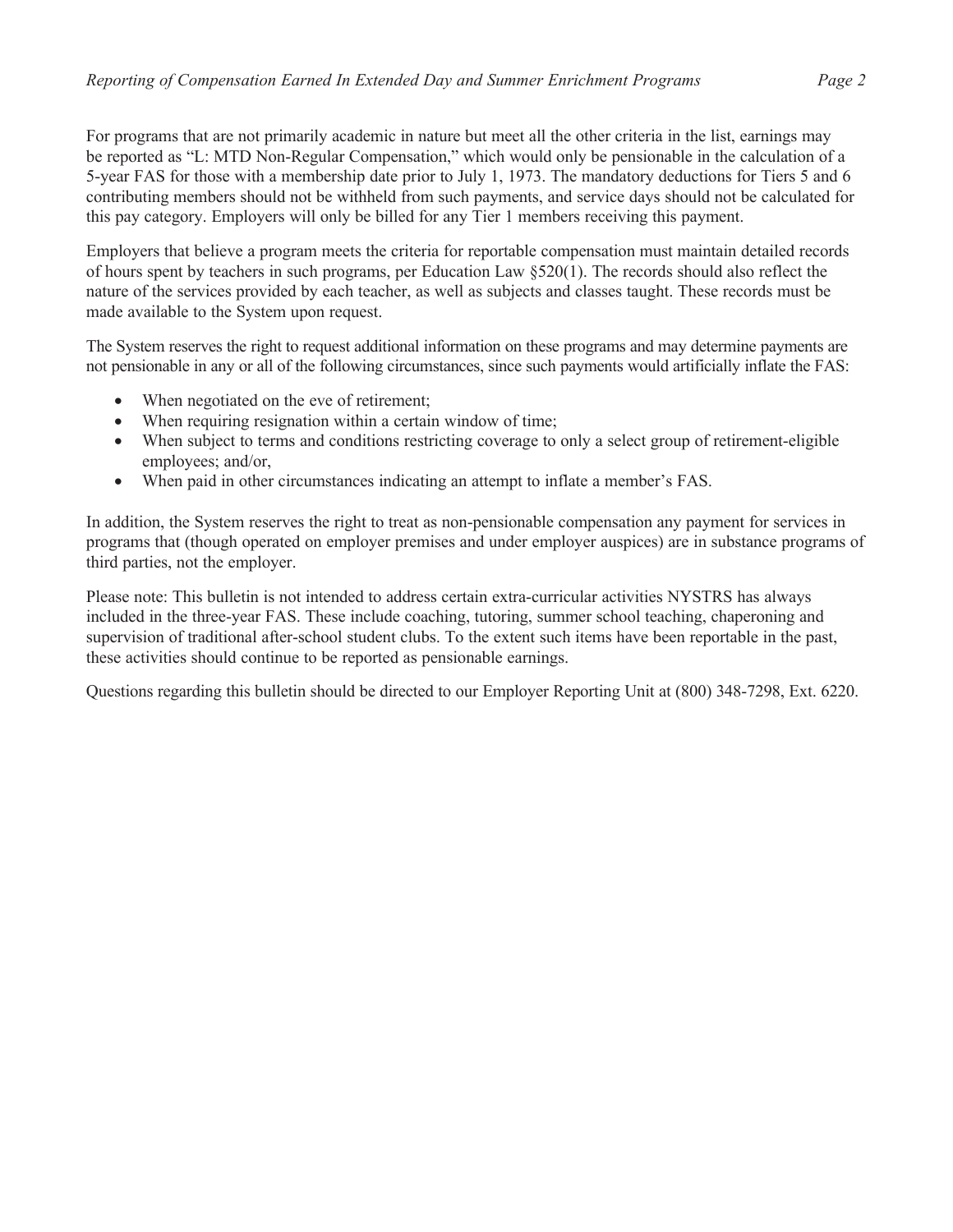For programs that are not primarily academic in nature but meet all the other criteria in the list, earnings may be reported as "L: MTD Non-Regular Compensation," which would only be pensionable in the calculation of a 5-year FAS for those with a membership date prior to July 1, 1973. The mandatory deductions for Tiers 5 and 6 contributing members should not be withheld from such payments, and service days should not be calculated for this pay category. Employers will only be billed for any Tier 1 members receiving this payment.

Employers that believe a program meets the criteria for reportable compensation must maintain detailed records of hours spent by teachers in such programs, per Education Law §520(1). The records should also reflect the nature of the services provided by each teacher, as well as subjects and classes taught. These records must be made available to the System upon request.

The System reserves the right to request additional information on these programs and may determine payments are not pensionable in any or all of the following circumstances, since such payments would artificially inflate the FAS:

- When negotiated on the eve of retirement;
- When requiring resignation within a certain window of time;
- When subject to terms and conditions restricting coverage to only a select group of retirement-eligible employees; and/or,
- When paid in other circumstances indicating an attempt to inflate a member's FAS.

In addition, the System reserves the right to treat as non-pensionable compensation any payment for services in programs that (though operated on employer premises and under employer auspices) are in substance programs of third parties, not the employer.

Please note: This bulletin is not intended to address certain extra-curricular activities NYSTRS has always included in the three-year FAS. These include coaching, tutoring, summer school teaching, chaperoning and supervision of traditional after-school student clubs. To the extent such items have been reportable in the past, these activities should continue to be reported as pensionable earnings.

Questions regarding this bulletin should be directed to our Employer Reporting Unit at (800) 348-7298, Ext. 6220.